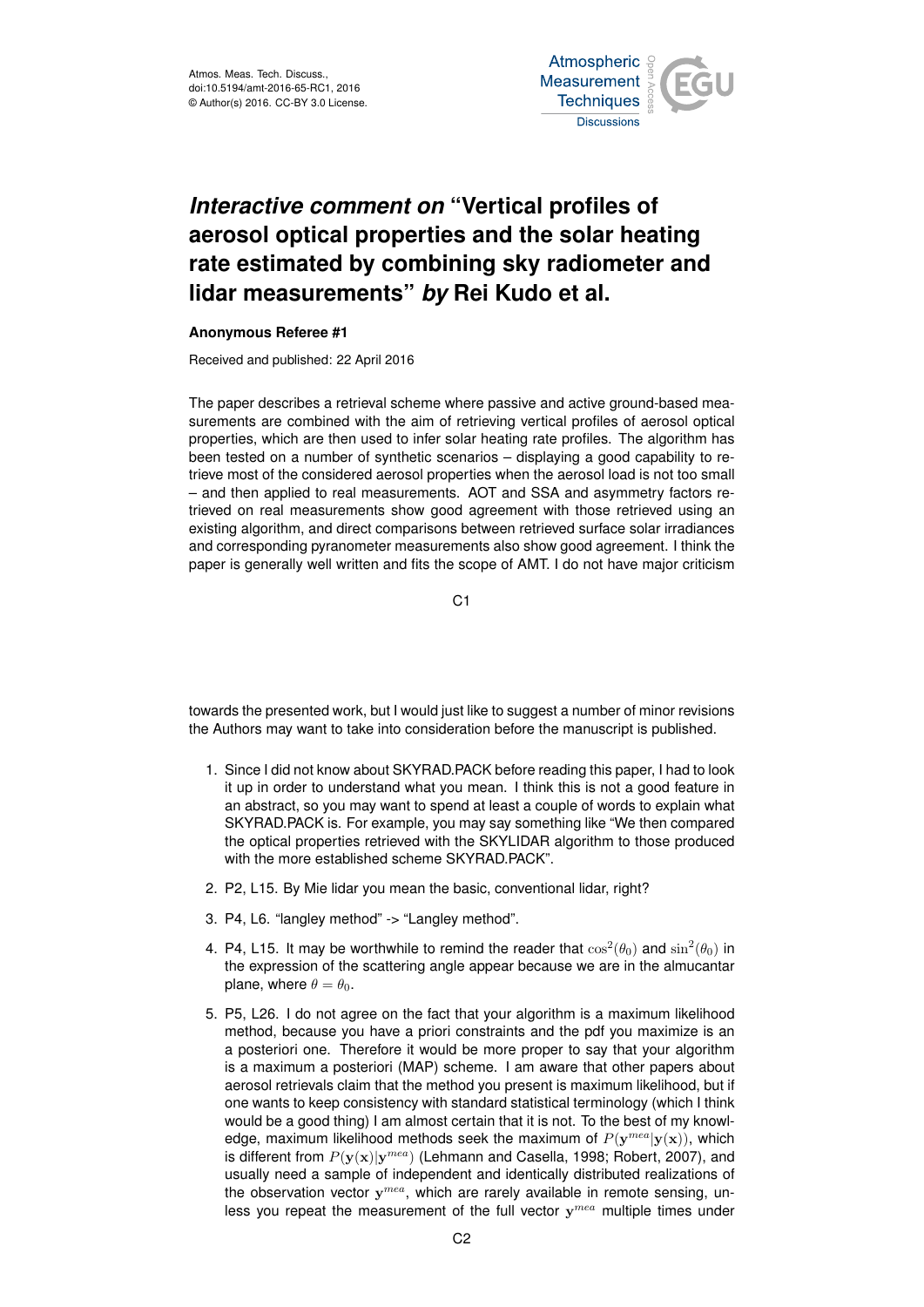# *Interactive comment on* "Vertical profiles of aerosol optical properties and the solar heating rate estimated by combining sky radiometer and lidar measurements" *by* Rei Kudo et al.

**Anonymous Referee #1**

Received and published: 22 April 2016

The paper describes a retrieval scheme where passive and active ground-based measurements are combined with the aim of retrieving vertical profiles of aerosol optical properties, which are then used to infer solar heating rate profiles. The algorithm has been tested on a number of synthetic scenarios – displaying a good capability to retrieve most of the considered aerosol properties when the aerosol load is not too small – and then applied to real measurements. AOT and SSA and asymmetry factors retrieved on real measurements show good agreement with those retrieved using an existing algorithm, and direct comparisons between retrieved surface solar irradiances and corresponding pyranometer measurements also show good agreement. I think the paper is generally well written and fits the scope of AMT. I do not have major criticism towards the presented work, but I would just like to suggest a number of minor revisions the Authors may want to take into consideration before the manuscript is published.

1. Since I did not know about SKYRAD.PACK before reading this paper, I had to look it up in order to understand what you mean. I think this is not a good feature in an abstract, so you may want to spend at least a couple of words to explain what SKYRAD.PACK is. For example, you may say something like "We then compared the optical properties retrieved with the SKYLIDAR algorithm to those produced with the more established scheme SKYRAD.PACK".
2. P2, L15. By Mie lidar you mean the basic, conventional lidar, right?
3. P4, L6. "langley method" -> "Langley method".
4. P4, L15. It may be worthwhile to remind the reader that $\cos^2(\theta_0)$ and $\sin^2(\theta_0)$ in the expression of the scattering angle appear because we are in the almucantar plane, where $\theta = \theta_0$.
5. P5, L26. I do not agree on the fact that your algorithm is a maximum likelihood method, because you have a priori constraints and the pdf you maximize is an a posteriori one. Therefore it would be more proper to say that your algorithm is a maximum a posteriori (MAP) scheme. I am aware that other papers about aerosol retrievals claim that the method you present is maximum likelihood, but if one wants to keep consistency with standard statistical terminology (which I think would be a good thing) I am almost certain that it is not. To the best of my knowledge, maximum likelihood methods seek the maximum of $P(\mathbf{y}^{mea}|\mathbf{y}(\mathbf{x}))$, which is different from $P(\mathbf{y}(\mathbf{x})|\mathbf{y}^{mea})$ (Lehmann and Casella, 1998; Robert, 2007), and usually need a sample of independent and identically distributed realizations of the observation vector $\mathbf{y}^{mea}$, which are rarely available in remote sensing, unless you repeat the measurement of the full vector $\mathbf{y}^{mea}$ multiple times under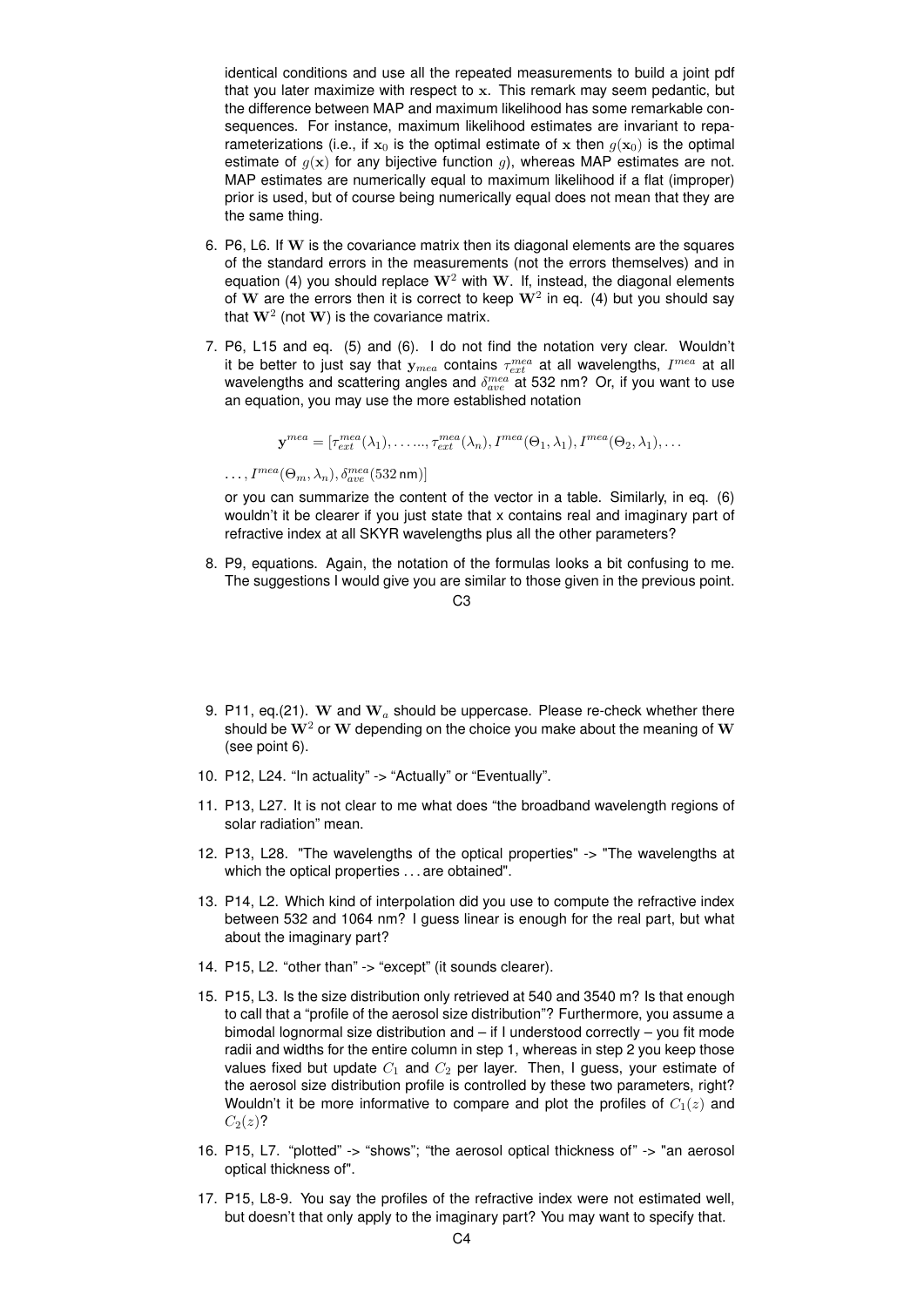identical conditions and use all the repeated measurements to build a joint pdf that you later maximize with respect to $\mathbf{x}$. This remark may seem pedantic, but the difference between MAP and maximum likelihood has some remarkable consequences. For instance, maximum likelihood estimates are invariant to reparameterizations (i.e., if $\mathbf{x}_0$ is the optimal estimate of $\mathbf{x}$ then $g(\mathbf{x}_0)$ is the optimal estimate of $g(\mathbf{x})$ for any bijective function $g$), whereas MAP estimates are not. MAP estimates are numerically equal to maximum likelihood if a flat (improper) prior is used, but of course being numerically equal does not mean that they are the same thing.

6. P6, L6. If $\mathbf{W}$ is the covariance matrix then its diagonal elements are the squares of the standard errors in the measurements (not the errors themselves) and in equation (4) you should replace $\mathbf{W}^2$ with $\mathbf{W}$. If, instead, the diagonal elements of $\mathbf{W}$ are the errors then it is correct to keep $\mathbf{W}^2$ in eq. (4) but you should say that $\mathbf{W}^2$ (not $\mathbf{W}$) is the covariance matrix.

7. P6, L15 and eq. (5) and (6). I do not find the notation very clear. Wouldn't it be better to just say that $\mathbf{y}_{mea}$ contains $\tau_{ext}^{mea}$ at all wavelengths, $I^{mea}$ at all wavelengths and scattering angles and $\delta_{ave}^{mea}$ at 532 nm? Or, if you want to use an equation, you may use the more established notation

$$\mathbf{y}^{mea} = [\tau_{ext}^{mea}(\lambda_1), \ldots\ldots, \tau_{ext}^{mea}(\lambda_n), I^{mea}(\Theta_1, \lambda_1), I^{mea}(\Theta_2, \lambda_1), \ldots$$

$$\ldots, I^{mea}(\Theta_m, \lambda_n), \delta_{ave}^{mea}(532\,\text{nm})]$$

or you can summarize the content of the vector in a table. Similarly, in eq. (6) wouldn't it be clearer if you just state that x contains real and imaginary part of refractive index at all SKYR wavelengths plus all the other parameters?

8. P9, equations. Again, the notation of the formulas looks a bit confusing to me. The suggestions I would give you are similar to those given in the previous point.

9. P11, eq.(21). $\mathbf{W}$ and $\mathbf{W}_a$ should be uppercase. Please re-check whether there should be $\mathbf{W}^2$ or $\mathbf{W}$ depending on the choice you make about the meaning of $\mathbf{W}$ (see point 6).

10. P12, L24. "In actuality" -> "Actually" or "Eventually".

11. P13, L27. It is not clear to me what does "the broadband wavelength regions of solar radiation" mean.

12. P13, L28. "The wavelengths of the optical properties" -> "The wavelengths at which the optical properties ... are obtained".

13. P14, L2. Which kind of interpolation did you use to compute the refractive index between 532 and 1064 nm? I guess linear is enough for the real part, but what about the imaginary part?

14. P15, L2. "other than" -> "except" (it sounds clearer).

15. P15, L3. Is the size distribution only retrieved at 540 and 3540 m? Is that enough to call that a "profile of the aerosol size distribution"? Furthermore, you assume a bimodal lognormal size distribution and – if I understood correctly – you fit mode radii and widths for the entire column in step 1, whereas in step 2 you keep those values fixed but update $C_1$ and $C_2$ per layer. Then, I guess, your estimate of the aerosol size distribution profile is controlled by these two parameters, right? Wouldn't it be more informative to compare and plot the profiles of $C_1(z)$ and $C_2(z)$?

16. P15, L7. "plotted" -> "shows"; "the aerosol optical thickness of" -> "an aerosol optical thickness of".

17. P15, L8-9. You say the profiles of the refractive index were not estimated well, but doesn't that only apply to the imaginary part? You may want to specify that.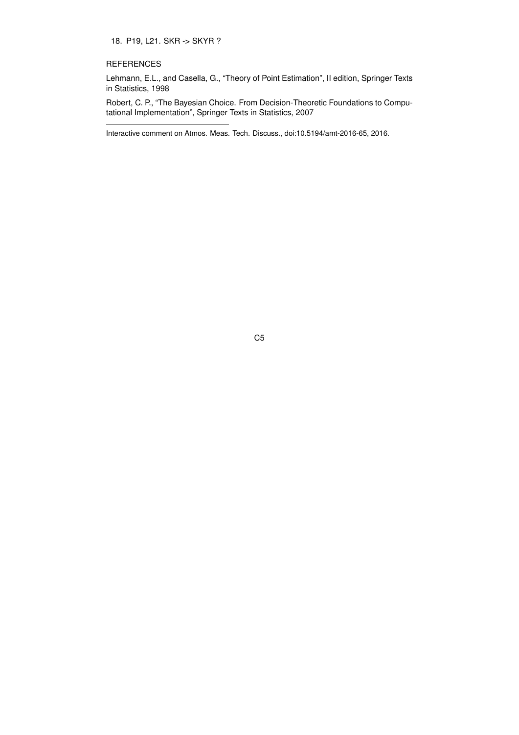18. P19, L21. SKR -> SKYR ?

REFERENCES

Lehmann, E.L., and Casella, G., “Theory of Point Estimation”, II edition, Springer Texts in Statistics, 1998

Robert, C. P., “The Bayesian Choice. From Decision-Theoretic Foundations to Computational Implementation”, Springer Texts in Statistics, 2007

---

Interactive comment on Atmos. Meas. Tech. Discuss., doi:10.5194/amt-2016-65, 2016.